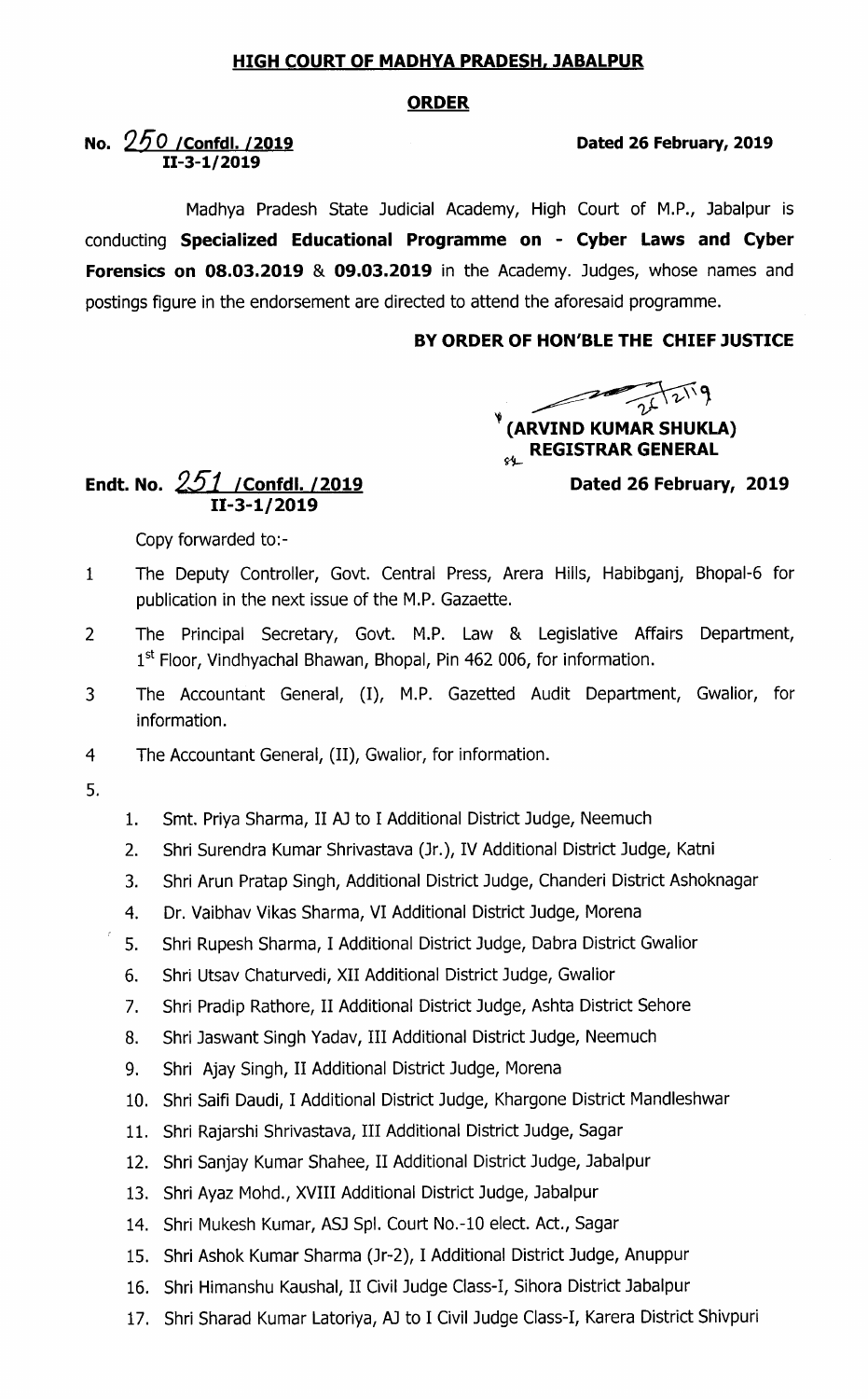# HIGH COURT OF MADHYA PRADESH, JABALPUR

## ORDER

**No. 250 /Confdl. /2019** **Dated 26 February, 2019**
**II-3-1/2019**

Madhya Pradesh State Judicial Academy, High Court of M.P., Jabalpur is conducting **Specialized Educational Programme on - Cyber Laws and Cyber Forensics on 08.03.2019** & **09.03.2019** in the Academy. Judges, whose names and postings figure in the endorsement are directed to attend the aforesaid programme.

**BY ORDER OF HON'BLE THE CHIEF JUSTICE**

26/2/19
**(ARVIND KUMAR SHUKLA)**
**REGISTRAR GENERAL**

**Endt. No. 251 /Confdl. /2019** **Dated 26 February, 2019**
**II-3-1/2019**

Copy forwarded to:-

1 The Deputy Controller, Govt. Central Press, Arera Hills, Habibganj, Bhopal-6 for publication in the next issue of the M.P. Gazaette.

2 The Principal Secretary, Govt. M.P. Law & Legislative Affairs Department, 1st Floor, Vindhyachal Bhawan, Bhopal, Pin 462 006, for information.

3 The Accountant General, (I), M.P. Gazetted Audit Department, Gwalior, for information.

4 The Accountant General, (II), Gwalior, for information.

5.

1. Smt. Priya Sharma, II AJ to I Additional District Judge, Neemuch
2. Shri Surendra Kumar Shrivastava (Jr.), IV Additional District Judge, Katni
3. Shri Arun Pratap Singh, Additional District Judge, Chanderi District Ashoknagar
4. Dr. Vaibhav Vikas Sharma, VI Additional District Judge, Morena
5. Shri Rupesh Sharma, I Additional District Judge, Dabra District Gwalior
6. Shri Utsav Chaturvedi, XII Additional District Judge, Gwalior
7. Shri Pradip Rathore, II Additional District Judge, Ashta District Sehore
8. Shri Jaswant Singh Yadav, III Additional District Judge, Neemuch
9. Shri Ajay Singh, II Additional District Judge, Morena
10. Shri Saifi Daudi, I Additional District Judge, Khargone District Mandleshwar
11. Shri Rajarshi Shrivastava, III Additional District Judge, Sagar
12. Shri Sanjay Kumar Shahee, II Additional District Judge, Jabalpur
13. Shri Ayaz Mohd., XVIII Additional District Judge, Jabalpur
14. Shri Mukesh Kumar, ASJ Spl. Court No.-10 elect. Act., Sagar
15. Shri Ashok Kumar Sharma (Jr-2), I Additional District Judge, Anuppur
16. Shri Himanshu Kaushal, II Civil Judge Class-I, Sihora District Jabalpur
17. Shri Sharad Kumar Latoriya, AJ to I Civil Judge Class-I, Karera District Shivpuri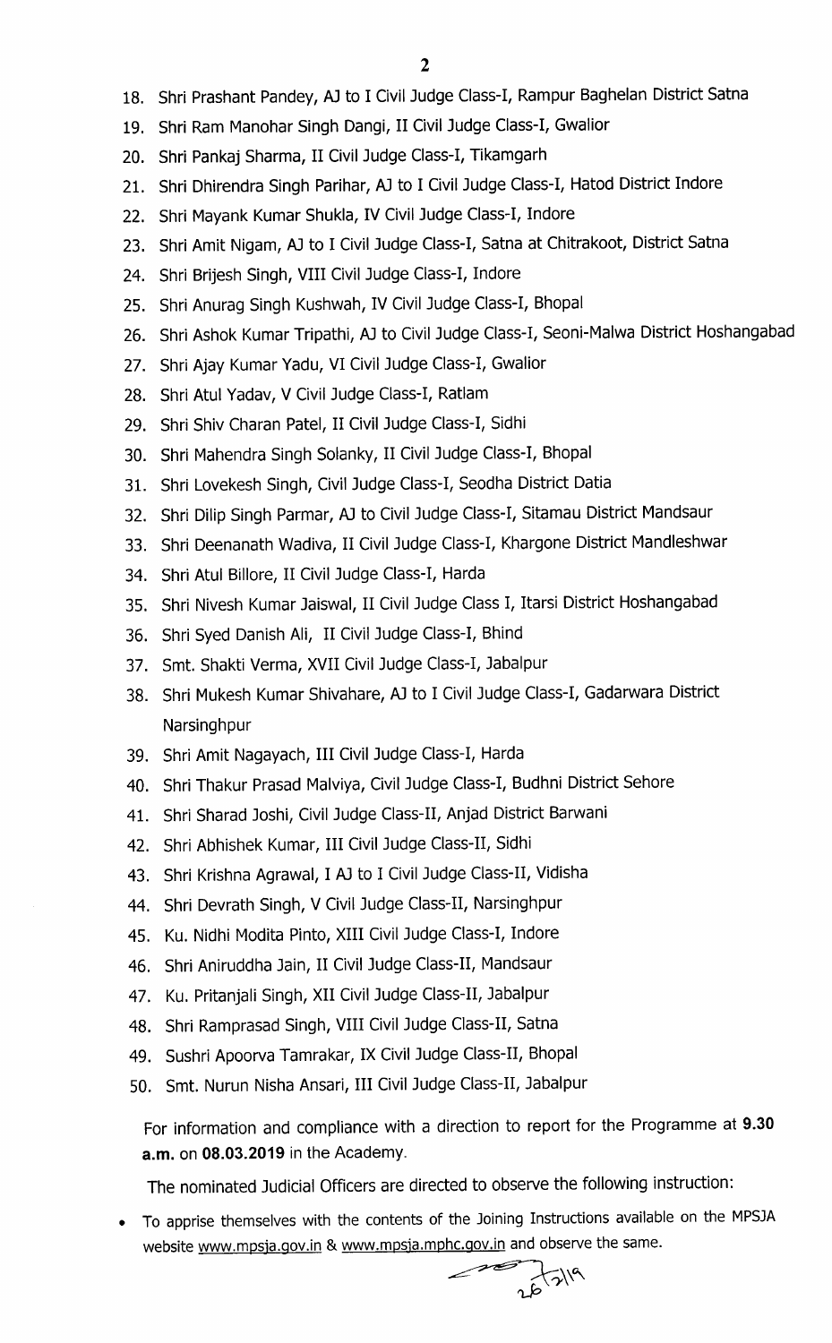18. Shri Prashant Pandey, AJ to I Civil Judge Class-I, Rampur Baghelan District Satna
19. Shri Ram Manohar Singh Dangi, II Civil Judge Class-I, Gwalior
20. Shri Pankaj Sharma, II Civil Judge Class-I, Tikamgarh
21. Shri Dhirendra Singh Parihar, AJ to I Civil Judge Class-I, Hatod District Indore
22. Shri Mayank Kumar Shukla, IV Civil Judge Class-I, Indore
23. Shri Amit Nigam, AJ to I Civil Judge Class-I, Satna at Chitrakoot, District Satna
24. Shri Brijesh Singh, VIII Civil Judge Class-I, Indore
25. Shri Anurag Singh Kushwah, IV Civil Judge Class-I, Bhopal
26. Shri Ashok Kumar Tripathi, AJ to Civil Judge Class-I, Seoni-Malwa District Hoshangabad
27. Shri Ajay Kumar Yadu, VI Civil Judge Class-I, Gwalior
28. Shri Atul Yadav, V Civil Judge Class-I, Ratlam
29. Shri Shiv Charan Patel, II Civil Judge Class-I, Sidhi
30. Shri Mahendra Singh Solanky, II Civil Judge Class-I, Bhopal
31. Shri Lovekesh Singh, Civil Judge Class-I, Seodha District Datia
32. Shri Dilip Singh Parmar, AJ to Civil Judge Class-I, Sitamau District Mandsaur
33. Shri Deenanath Wadiva, II Civil Judge Class-I, Khargone District Mandleshwar
34. Shri Atul Billore, II Civil Judge Class-I, Harda
35. Shri Nivesh Kumar Jaiswal, II Civil Judge Class I, Itarsi District Hoshangabad
36. Shri Syed Danish Ali, II Civil Judge Class-I, Bhind
37. Smt. Shakti Verma, XVII Civil Judge Class-I, Jabalpur
38. Shri Mukesh Kumar Shivahare, AJ to I Civil Judge Class-I, Gadarwara District Narsinghpur
39. Shri Amit Nagayach, III Civil Judge Class-I, Harda
40. Shri Thakur Prasad Malviya, Civil Judge Class-I, Budhni District Sehore
41. Shri Sharad Joshi, Civil Judge Class-II, Anjad District Barwani
42. Shri Abhishek Kumar, III Civil Judge Class-II, Sidhi
43. Shri Krishna Agrawal, I AJ to I Civil Judge Class-II, Vidisha
44. Shri Devrath Singh, V Civil Judge Class-II, Narsinghpur
45. Ku. Nidhi Modita Pinto, XIII Civil Judge Class-I, Indore
46. Shri Aniruddha Jain, II Civil Judge Class-II, Mandsaur
47. Ku. Pritanjali Singh, XII Civil Judge Class-II, Jabalpur
48. Shri Ramprasad Singh, VIII Civil Judge Class-II, Satna
49. Sushri Apoorva Tamrakar, IX Civil Judge Class-II, Bhopal
50. Smt. Nurun Nisha Ansari, III Civil Judge Class-II, Jabalpur

For information and compliance with a direction to report for the Programme at **9.30 a.m.** on **08.03.2019** in the Academy.

The nominated Judicial Officers are directed to observe the following instruction:

- To apprise themselves with the contents of the Joining Instructions available on the MPSJA website www.mpsja.gov.in & www.mpsja.mphc.gov.in and observe the same.

26/2/19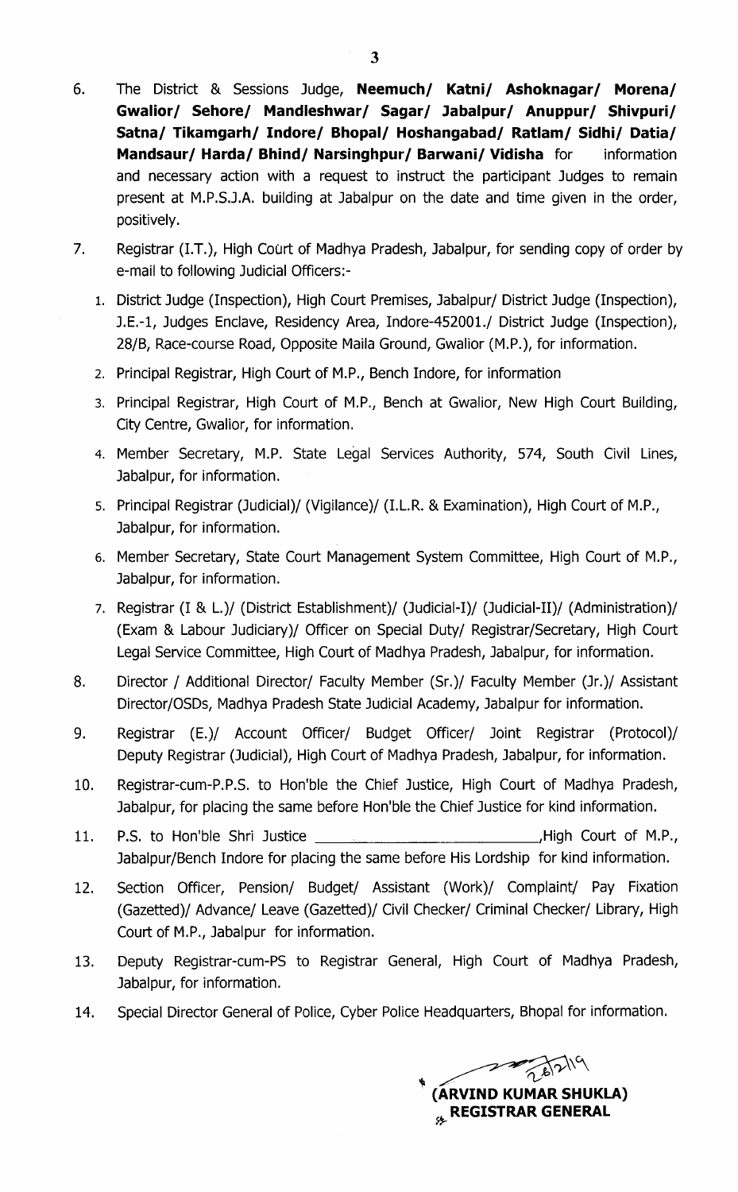6. The District & Sessions Judge, **Neemuch/ Katni/ Ashoknagar/ Morena/ Gwalior/ Sehore/ Mandleshwar/ Sagar/ Jabalpur/ Anuppur/ Shivpuri/ Satna/ Tikamgarh/ Indore/ Bhopal/ Hoshangabad/ Ratlam/ Sidhi/ Datia/ Mandsaur/ Harda/ Bhind/ Narsinghpur/ Barwani/ Vidisha** for information and necessary action with a request to instruct the participant Judges to remain present at M.P.S.J.A. building at Jabalpur on the date and time given in the order, positively.

7. Registrar (I.T.), High Court of Madhya Pradesh, Jabalpur, for sending copy of order by e-mail to following Judicial Officers:-

   1. District Judge (Inspection), High Court Premises, Jabalpur/ District Judge (Inspection), J.E.-1, Judges Enclave, Residency Area, Indore-452001./ District Judge (Inspection), 28/B, Race-course Road, Opposite Maila Ground, Gwalior (M.P.), for information.
   2. Principal Registrar, High Court of M.P., Bench Indore, for information
   3. Principal Registrar, High Court of M.P., Bench at Gwalior, New High Court Building, City Centre, Gwalior, for information.
   4. Member Secretary, M.P. State Legal Services Authority, 574, South Civil Lines, Jabalpur, for information.
   5. Principal Registrar (Judicial)/ (Vigilance)/ (I.L.R. & Examination), High Court of M.P., Jabalpur, for information.
   6. Member Secretary, State Court Management System Committee, High Court of M.P., Jabalpur, for information.
   7. Registrar (I & L.)/ (District Establishment)/ (Judicial-I)/ (Judicial-II)/ (Administration)/ (Exam & Labour Judiciary)/ Officer on Special Duty/ Registrar/Secretary, High Court Legal Service Committee, High Court of Madhya Pradesh, Jabalpur, for information.

8. Director / Additional Director/ Faculty Member (Sr.)/ Faculty Member (Jr.)/ Assistant Director/OSDs, Madhya Pradesh State Judicial Academy, Jabalpur for information.

9. Registrar (E.)/ Account Officer/ Budget Officer/ Joint Registrar (Protocol)/ Deputy Registrar (Judicial), High Court of Madhya Pradesh, Jabalpur, for information.

10. Registrar-cum-P.P.S. to Hon'ble the Chief Justice, High Court of Madhya Pradesh, Jabalpur, for placing the same before Hon'ble the Chief Justice for kind information.

11. P.S. to Hon'ble Shri Justice ____________________,High Court of M.P., Jabalpur/Bench Indore for placing the same before His Lordship for kind information.

12. Section Officer, Pension/ Budget/ Assistant (Work)/ Complaint/ Pay Fixation (Gazetted)/ Advance/ Leave (Gazetted)/ Civil Checker/ Criminal Checker/ Library, High Court of M.P., Jabalpur for information.

13. Deputy Registrar-cum-PS to Registrar General, High Court of Madhya Pradesh, Jabalpur, for information.

14. Special Director General of Police, Cyber Police Headquarters, Bhopal for information.

28/2/19

**(ARVIND KUMAR SHUKLA)**
**REGISTRAR GENERAL**